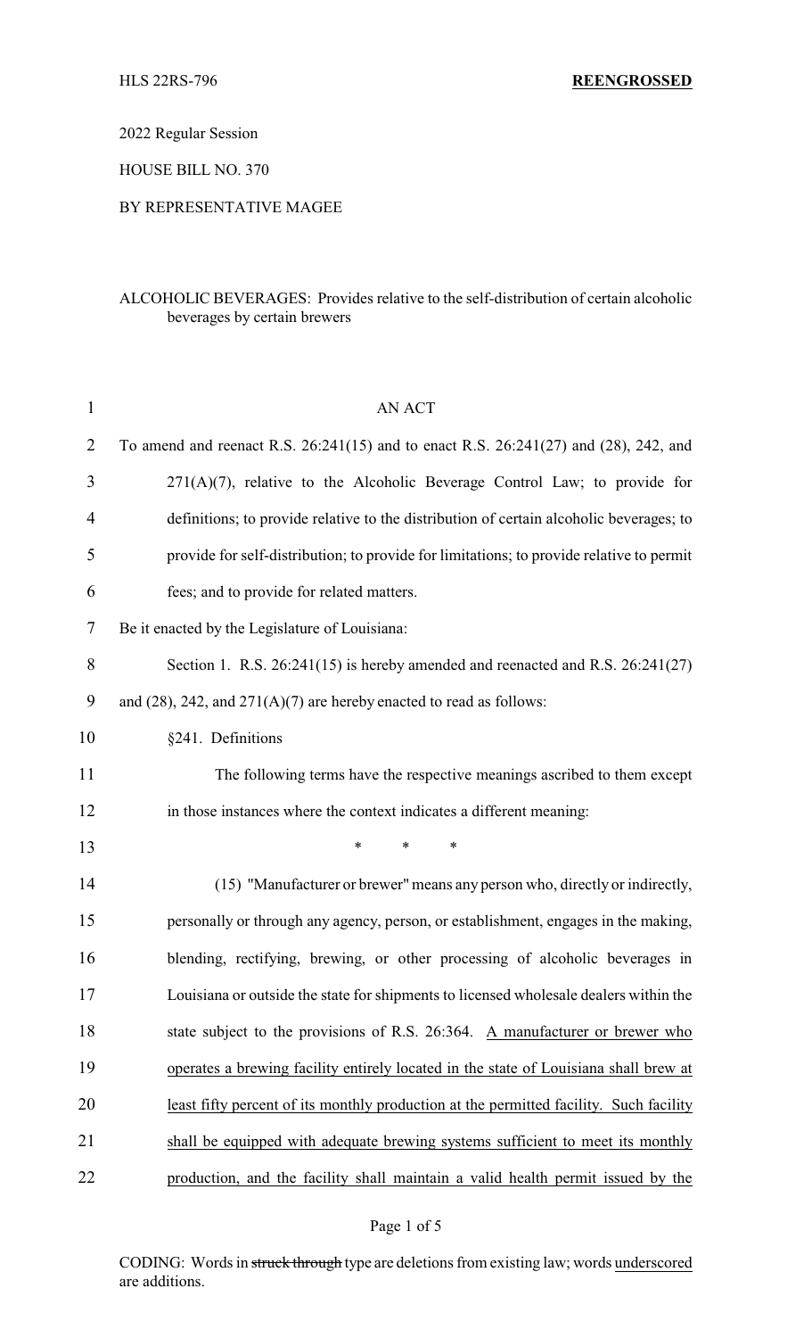HLS 22RS-796 **REENGROSSED**

2022 Regular Session

HOUSE BILL NO. 370

BY REPRESENTATIVE MAGEE

ALCOHOLIC BEVERAGES: Provides relative to the self-distribution of certain alcoholic beverages by certain brewers

AN ACT

To amend and reenact R.S. 26:241(15) and to enact R.S. 26:241(27) and (28), 242, and 271(A)(7), relative to the Alcoholic Beverage Control Law; to provide for definitions; to provide relative to the distribution of certain alcoholic beverages; to provide for self-distribution; to provide for limitations; to provide relative to permit fees; and to provide for related matters.

Be it enacted by the Legislature of Louisiana:

Section 1. R.S. 26:241(15) is hereby amended and reenacted and R.S. 26:241(27) and (28), 242, and 271(A)(7) are hereby enacted to read as follows:

§241. Definitions

The following terms have the respective meanings ascribed to them except in those instances where the context indicates a different meaning:

\* \* \*

(15) "Manufacturer or brewer" means any person who, directly or indirectly, personally or through any agency, person, or establishment, engages in the making, blending, rectifying, brewing, or other processing of alcoholic beverages in Louisiana or outside the state for shipments to licensed wholesale dealers within the state subject to the provisions of R.S. 26:364. <u>A manufacturer or brewer who operates a brewing facility entirely located in the state of Louisiana shall brew at least fifty percent of its monthly production at the permitted facility. Such facility shall be equipped with adequate brewing systems sufficient to meet its monthly production, and the facility shall maintain a valid health permit issued by the</u>

CODING: Words in ~~struck through~~ type are deletions from existing law; words <u>underscored</u> are additions.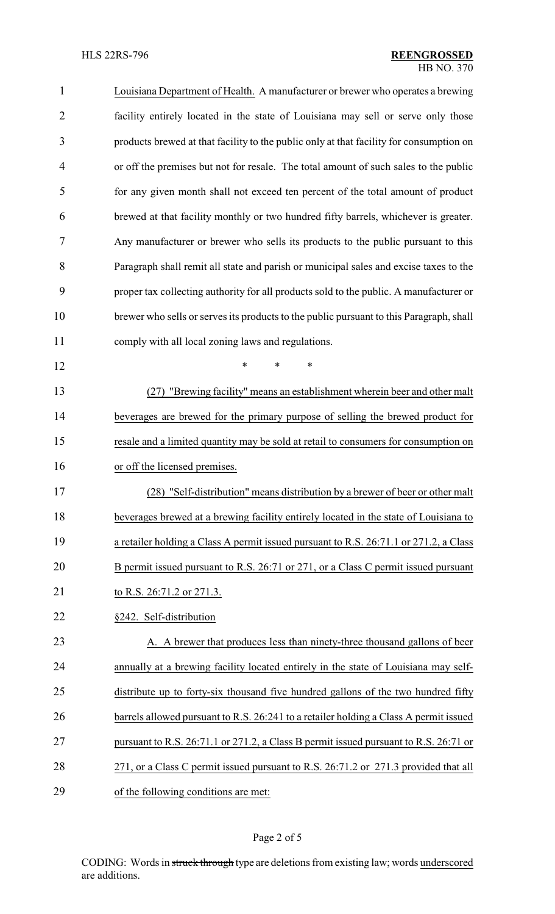Louisiana Department of Health. A manufacturer or brewer who operates a brewing facility entirely located in the state of Louisiana may sell or serve only those products brewed at that facility to the public only at that facility for consumption on or off the premises but not for resale. The total amount of such sales to the public for any given month shall not exceed ten percent of the total amount of product brewed at that facility monthly or two hundred fifty barrels, whichever is greater. Any manufacturer or brewer who sells its products to the public pursuant to this Paragraph shall remit all state and parish or municipal sales and excise taxes to the proper tax collecting authority for all products sold to the public. A manufacturer or brewer who sells or serves its products to the public pursuant to this Paragraph, shall comply with all local zoning laws and regulations.

\* \* \*

(27) "Brewing facility" means an establishment wherein beer and other malt beverages are brewed for the primary purpose of selling the brewed product for resale and a limited quantity may be sold at retail to consumers for consumption on or off the licensed premises.

(28) "Self-distribution" means distribution by a brewer of beer or other malt beverages brewed at a brewing facility entirely located in the state of Louisiana to a retailer holding a Class A permit issued pursuant to R.S. 26:71.1 or 271.2, a Class B permit issued pursuant to R.S. 26:71 or 271, or a Class C permit issued pursuant to R.S. 26:71.2 or 271.3.

§242. Self-distribution

A. A brewer that produces less than ninety-three thousand gallons of beer annually at a brewing facility located entirely in the state of Louisiana may self-distribute up to forty-six thousand five hundred gallons of the two hundred fifty barrels allowed pursuant to R.S. 26:241 to a retailer holding a Class A permit issued pursuant to R.S. 26:71.1 or 271.2, a Class B permit issued pursuant to R.S. 26:71 or 271, or a Class C permit issued pursuant to R.S. 26:71.2 or 271.3 provided that all of the following conditions are met: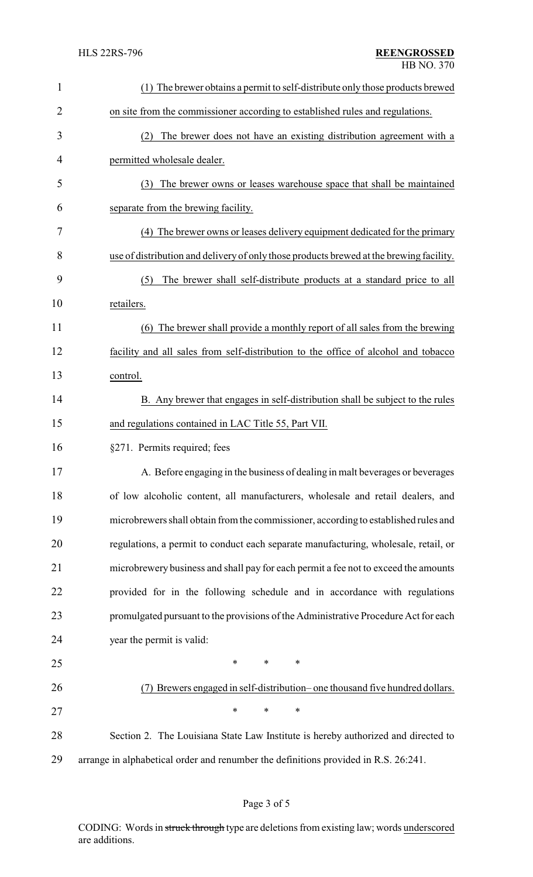(1) The brewer obtains a permit to self-distribute only those products brewed on site from the commissioner according to established rules and regulations.

(2) The brewer does not have an existing distribution agreement with a permitted wholesale dealer.

(3) The brewer owns or leases warehouse space that shall be maintained separate from the brewing facility.

(4) The brewer owns or leases delivery equipment dedicated for the primary use of distribution and delivery of only those products brewed at the brewing facility.

(5) The brewer shall self-distribute products at a standard price to all retailers.

(6) The brewer shall provide a monthly report of all sales from the brewing facility and all sales from self-distribution to the office of alcohol and tobacco control.

B. Any brewer that engages in self-distribution shall be subject to the rules and regulations contained in LAC Title 55, Part VII.

§271. Permits required; fees

A. Before engaging in the business of dealing in malt beverages or beverages of low alcoholic content, all manufacturers, wholesale and retail dealers, and microbrewers shall obtain from the commissioner, according to established rules and regulations, a permit to conduct each separate manufacturing, wholesale, retail, or microbrewery business and shall pay for each permit a fee not to exceed the amounts provided for in the following schedule and in accordance with regulations promulgated pursuant to the provisions of the Administrative Procedure Act for each year the permit is valid:

\* \* \*

(7) Brewers engaged in self-distribution– one thousand five hundred dollars.

\* \* \*

Section 2. The Louisiana State Law Institute is hereby authorized and directed to arrange in alphabetical order and renumber the definitions provided in R.S. 26:241.

CODING: Words in ~~struck through~~ type are deletions from existing law; words underscored are additions.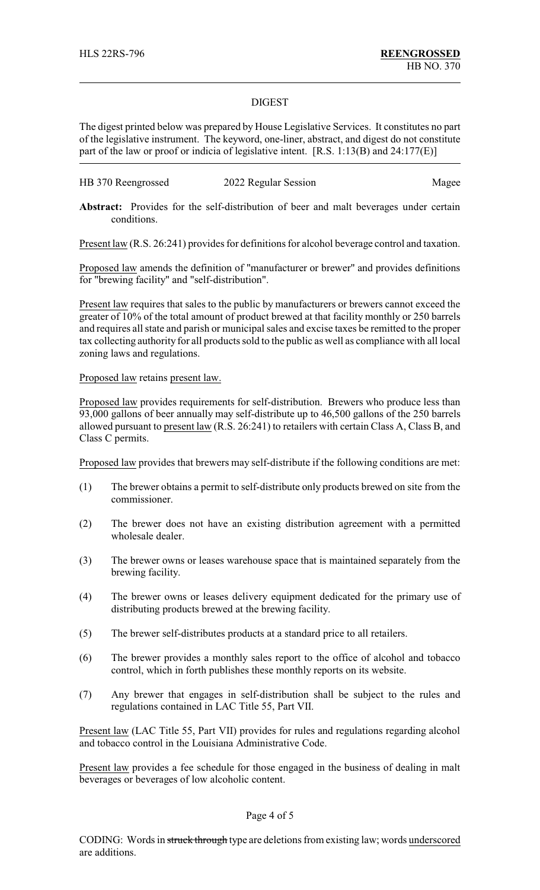## DIGEST

The digest printed below was prepared by House Legislative Services. It constitutes no part of the legislative instrument. The keyword, one-liner, abstract, and digest do not constitute part of the law or proof or indicia of legislative intent. [R.S. 1:13(B) and 24:177(E)]

HB 370 Reengrossed 2022 Regular Session Magee

**Abstract:** Provides for the self-distribution of beer and malt beverages under certain conditions.

Present law (R.S. 26:241) provides for definitions for alcohol beverage control and taxation.

Proposed law amends the definition of "manufacturer or brewer" and provides definitions for "brewing facility" and "self-distribution".

Present law requires that sales to the public by manufacturers or brewers cannot exceed the greater of 10% of the total amount of product brewed at that facility monthly or 250 barrels and requires all state and parish or municipal sales and excise taxes be remitted to the proper tax collecting authority for all products sold to the public as well as compliance with all local zoning laws and regulations.

Proposed law retains present law.

Proposed law provides requirements for self-distribution. Brewers who produce less than 93,000 gallons of beer annually may self-distribute up to 46,500 gallons of the 250 barrels allowed pursuant to present law (R.S. 26:241) to retailers with certain Class A, Class B, and Class C permits.

Proposed law provides that brewers may self-distribute if the following conditions are met:

(1) The brewer obtains a permit to self-distribute only products brewed on site from the commissioner.

(2) The brewer does not have an existing distribution agreement with a permitted wholesale dealer.

(3) The brewer owns or leases warehouse space that is maintained separately from the brewing facility.

(4) The brewer owns or leases delivery equipment dedicated for the primary use of distributing products brewed at the brewing facility.

(5) The brewer self-distributes products at a standard price to all retailers.

(6) The brewer provides a monthly sales report to the office of alcohol and tobacco control, which in forth publishes these monthly reports on its website.

(7) Any brewer that engages in self-distribution shall be subject to the rules and regulations contained in LAC Title 55, Part VII.

Present law (LAC Title 55, Part VII) provides for rules and regulations regarding alcohol and tobacco control in the Louisiana Administrative Code.

Present law provides a fee schedule for those engaged in the business of dealing in malt beverages or beverages of low alcoholic content.

CODING: Words in ~~struck through~~ type are deletions from existing law; words underscored are additions.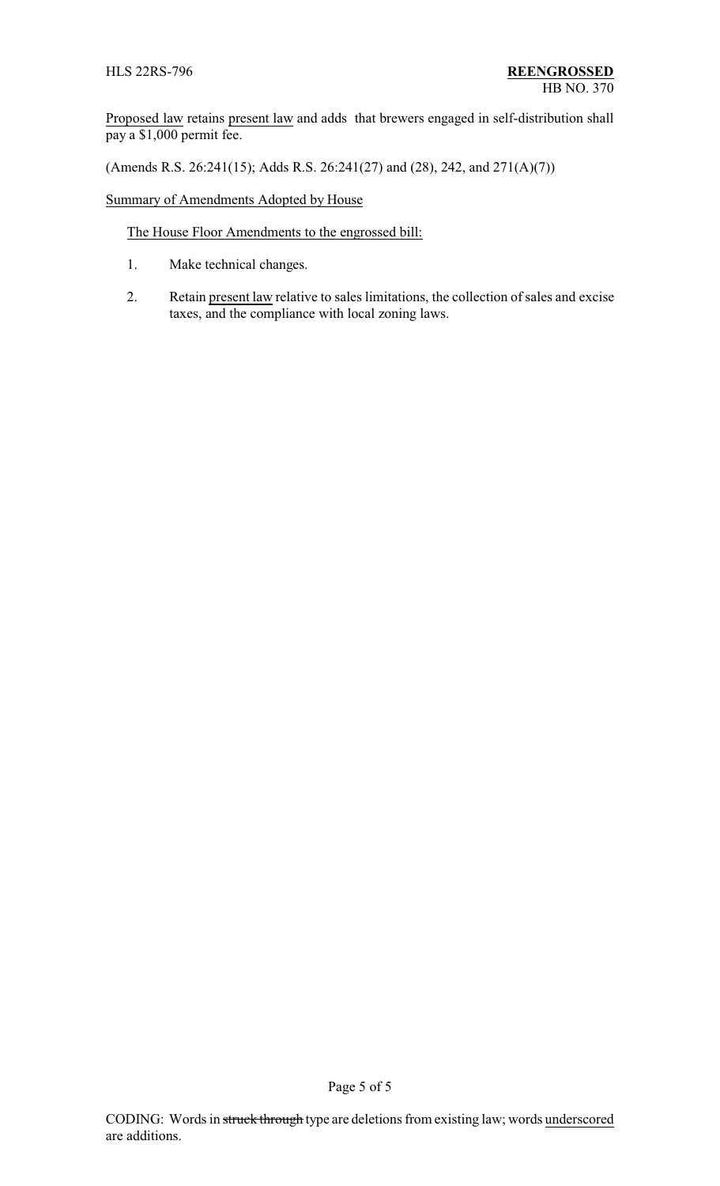Proposed law retains present law and adds that brewers engaged in self-distribution shall pay a $1,000 permit fee.

(Amends R.S. 26:241(15); Adds R.S. 26:241(27) and (28), 242, and 271(A)(7))

Summary of Amendments Adopted by House

The House Floor Amendments to the engrossed bill:

1. Make technical changes.

2. Retain present law relative to sales limitations, the collection of sales and excise taxes, and the compliance with local zoning laws.

CODING: Words in ~~struck through~~ type are deletions from existing law; words underscored are additions.